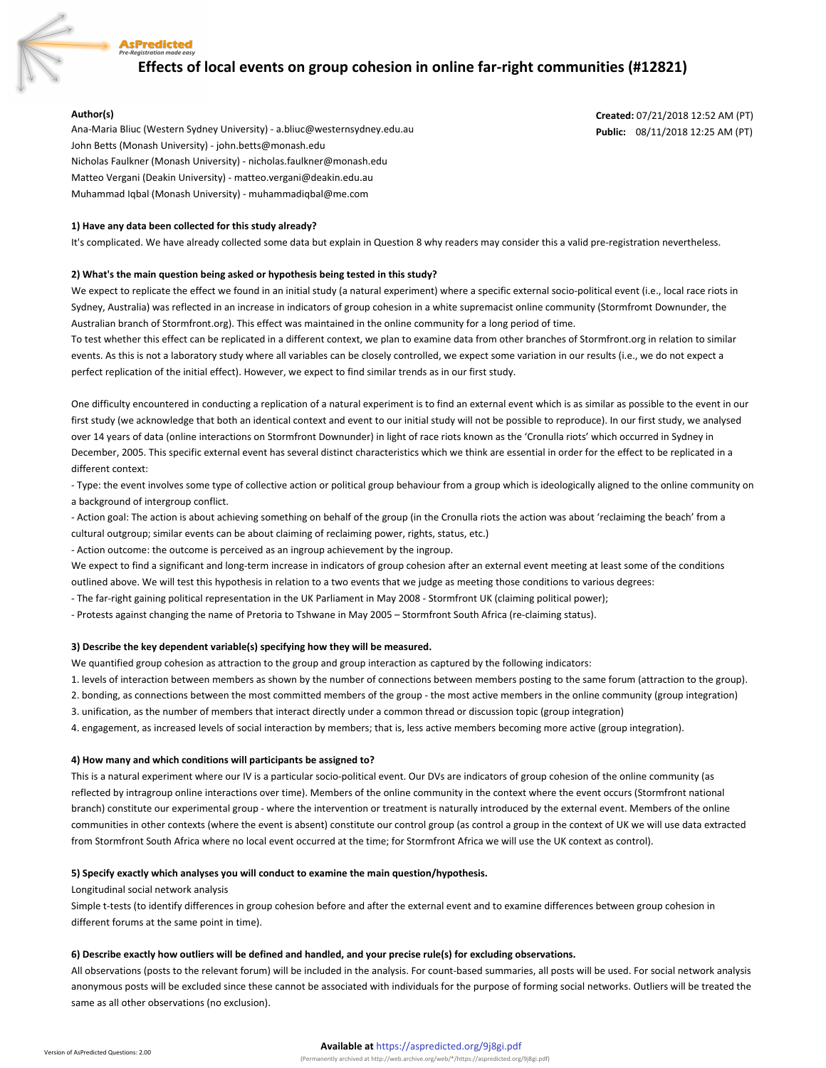AsPredicted
*Pre-Registration made easy*

# Effects of local events on group cohesion in online far-right communities (#12821)

**Author(s)**
Ana-Maria Bliuc (Western Sydney University) - a.bliuc@westernsydney.edu.au
John Betts (Monash University) - john.betts@monash.edu
Nicholas Faulkner (Monash University) - nicholas.faulkner@monash.edu
Matteo Vergani (Deakin University) - matteo.vergani@deakin.edu.au
Muhammad Iqbal (Monash University) - muhammadiqbal@me.com

**Created:** 07/21/2018 12:52 AM (PT)
**Public:** 08/11/2018 12:25 AM (PT)

**1) Have any data been collected for this study already?**

It's complicated. We have already collected some data but explain in Question 8 why readers may consider this a valid pre-registration nevertheless.

**2) What's the main question being asked or hypothesis being tested in this study?**

We expect to replicate the effect we found in an initial study (a natural experiment) where a specific external socio-political event (i.e., local race riots in Sydney, Australia) was reflected in an increase in indicators of group cohesion in a white supremacist online community (Stormfromt Downunder, the Australian branch of Stormfront.org). This effect was maintained in the online community for a long period of time.
To test whether this effect can be replicated in a different context, we plan to examine data from other branches of Stormfront.org in relation to similar events. As this is not a laboratory study where all variables can be closely controlled, we expect some variation in our results (i.e., we do not expect a perfect replication of the initial effect). However, we expect to find similar trends as in our first study.

One difficulty encountered in conducting a replication of a natural experiment is to find an external event which is as similar as possible to the event in our first study (we acknowledge that both an identical context and event to our initial study will not be possible to reproduce). In our first study, we analysed over 14 years of data (online interactions on Stormfront Downunder) in light of race riots known as the 'Cronulla riots' which occurred in Sydney in December, 2005. This specific external event has several distinct characteristics which we think are essential in order for the effect to be replicated in a different context:
- Type: the event involves some type of collective action or political group behaviour from a group which is ideologically aligned to the online community on a background of intergroup conflict.
- Action goal: The action is about achieving something on behalf of the group (in the Cronulla riots the action was about 'reclaiming the beach' from a cultural outgroup; similar events can be about claiming of reclaiming power, rights, status, etc.)
- Action outcome: the outcome is perceived as an ingroup achievement by the ingroup.
We expect to find a significant and long-term increase in indicators of group cohesion after an external event meeting at least some of the conditions outlined above. We will test this hypothesis in relation to a two events that we judge as meeting those conditions to various degrees:
- The far-right gaining political representation in the UK Parliament in May 2008 - Stormfront UK (claiming political power);
- Protests against changing the name of Pretoria to Tshwane in May 2005 – Stormfront South Africa (re-claiming status).

**3) Describe the key dependent variable(s) specifying how they will be measured.**

We quantified group cohesion as attraction to the group and group interaction as captured by the following indicators:
1. levels of interaction between members as shown by the number of connections between members posting to the same forum (attraction to the group).
2. bonding, as connections between the most committed members of the group - the most active members in the online community (group integration)
3. unification, as the number of members that interact directly under a common thread or discussion topic (group integration)
4. engagement, as increased levels of social interaction by members; that is, less active members becoming more active (group integration).

**4) How many and which conditions will participants be assigned to?**

This is a natural experiment where our IV is a particular socio-political event. Our DVs are indicators of group cohesion of the online community (as reflected by intragroup online interactions over time). Members of the online community in the context where the event occurs (Stormfront national branch) constitute our experimental group - where the intervention or treatment is naturally introduced by the external event. Members of the online communities in other contexts (where the event is absent) constitute our control group (as control a group in the context of UK we will use data extracted from Stormfront South Africa where no local event occurred at the time; for Stormfront Africa we will use the UK context as control).

**5) Specify exactly which analyses you will conduct to examine the main question/hypothesis.**

Longitudinal social network analysis
Simple t-tests (to identify differences in group cohesion before and after the external event and to examine differences between group cohesion in different forums at the same point in time).

**6) Describe exactly how outliers will be defined and handled, and your precise rule(s) for excluding observations.**

All observations (posts to the relevant forum) will be included in the analysis. For count-based summaries, all posts will be used. For social network analysis anonymous posts will be excluded since these cannot be associated with individuals for the purpose of forming social networks. Outliers will be treated the same as all other observations (no exclusion).

**Available at** https://aspredicted.org/9j8gi.pdf
(Permanently archived at http://web.archive.org/web/*/https://aspredicted.org/9j8gi.pdf)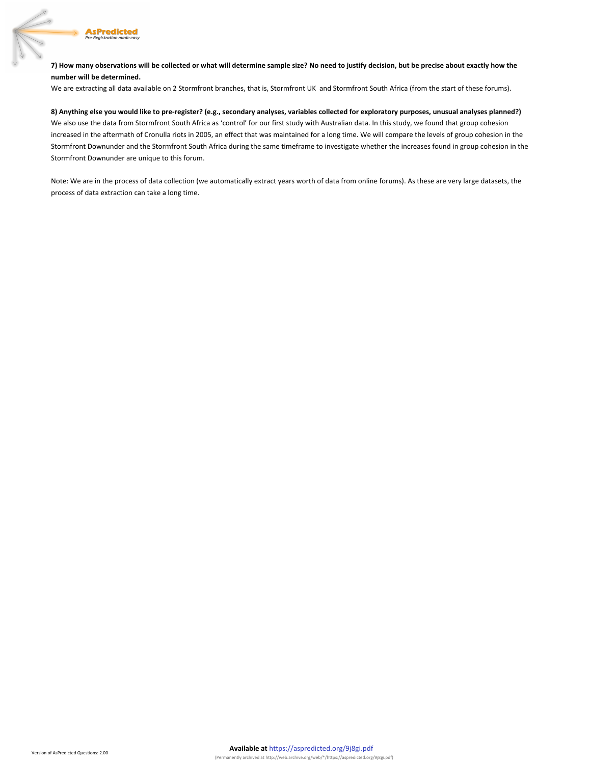**7) How many observations will be collected or what will determine sample size? No need to justify decision, but be precise about exactly how the number will be determined.**

We are extracting all data available on 2 Stormfront branches, that is, Stormfront UK and Stormfront South Africa (from the start of these forums).

**8) Anything else you would like to pre-register? (e.g., secondary analyses, variables collected for exploratory purposes, unusual analyses planned?)**

We also use the data from Stormfront South Africa as 'control' for our first study with Australian data. In this study, we found that group cohesion increased in the aftermath of Cronulla riots in 2005, an effect that was maintained for a long time. We will compare the levels of group cohesion in the Stormfront Downunder and the Stormfront South Africa during the same timeframe to investigate whether the increases found in group cohesion in the Stormfront Downunder are unique to this forum.

Note: We are in the process of data collection (we automatically extract years worth of data from online forums). As these are very large datasets, the process of data extraction can take a long time.